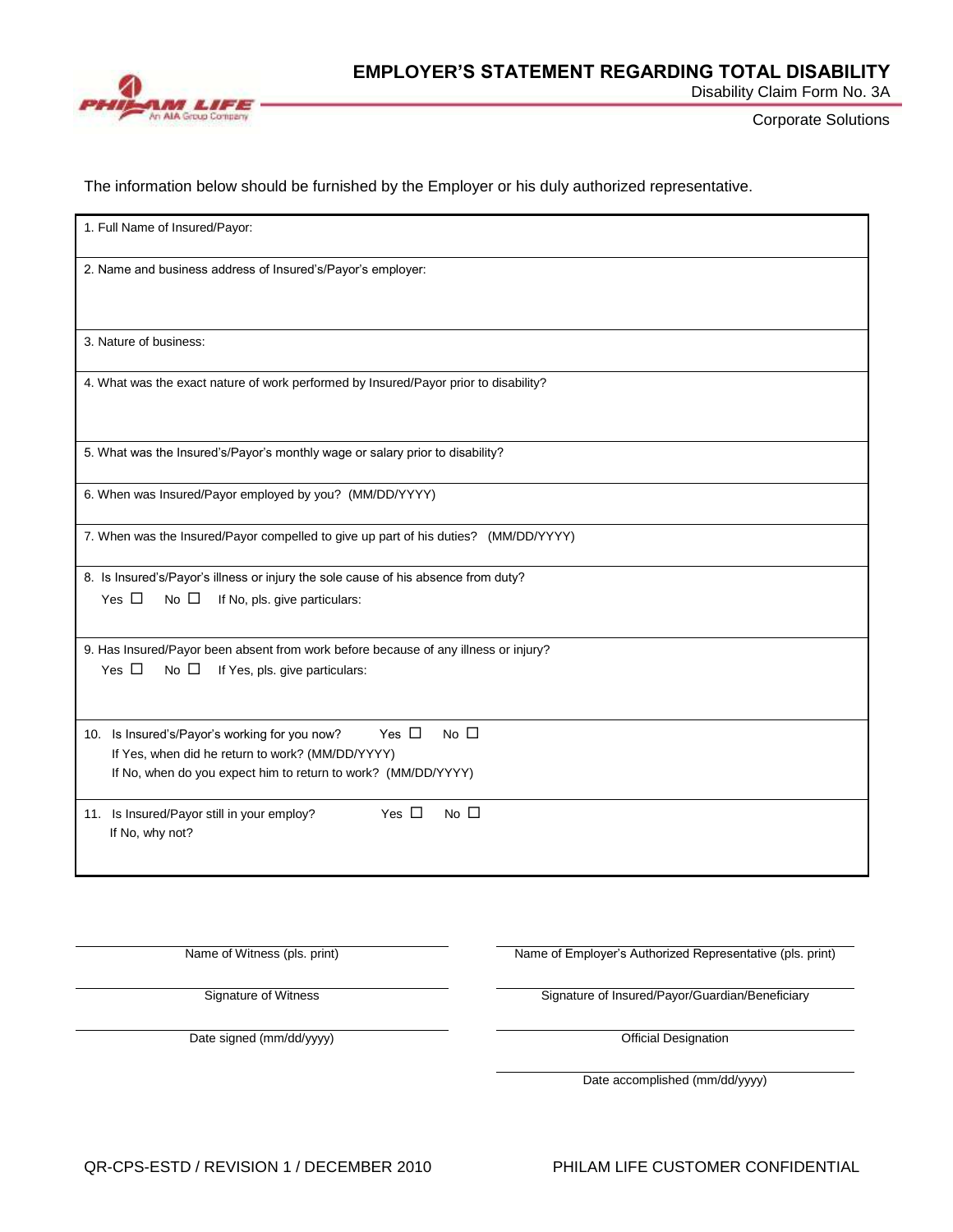# EMPLOYER'S STATEMENT REGARDING TOTAL DISABILITY

Disability Claim Form No. 3A

Corporate Solutions

The information below should be furnished by the Employer or his duly authorized representative.

1. Full Name of Insured/Payor:

2. Name and business address of Insured's/Payor's employer:

3. Nature of business:

4. What was the exact nature of work performed by Insured/Payor prior to disability?

5. What was the Insured's/Payor's monthly wage or salary prior to disability?

6. When was Insured/Payor employed by you? (MM/DD/YYYY)

7. When was the Insured/Payor compelled to give up part of his duties? (MM/DD/YYYY)

8. Is Insured's/Payor's illness or injury the sole cause of his absence from duty?
   Yes ☐ No ☐ If No, pls. give particulars:

9. Has Insured/Payor been absent from work before because of any illness or injury?
   Yes ☐ No ☐ If Yes, pls. give particulars:

10. Is Insured's/Payor's working for you now? Yes ☐ No ☐
    If Yes, when did he return to work? (MM/DD/YYYY)
    If No, when do you expect him to return to work? (MM/DD/YYYY)

11. Is Insured/Payor still in your employ? Yes ☐ No ☐
    If No, why not?

| | |
|---|---|
| Name of Witness (pls. print) | Name of Employer's Authorized Representative (pls. print) |
| Signature of Witness | Signature of Insured/Payor/Guardian/Beneficiary |
| Date signed (mm/dd/yyyy) | Official Designation |
| | Date accomplished (mm/dd/yyyy) |

QR-CPS-ESTD / REVISION 1 / DECEMBER 2010

PHILAM LIFE CUSTOMER CONFIDENTIAL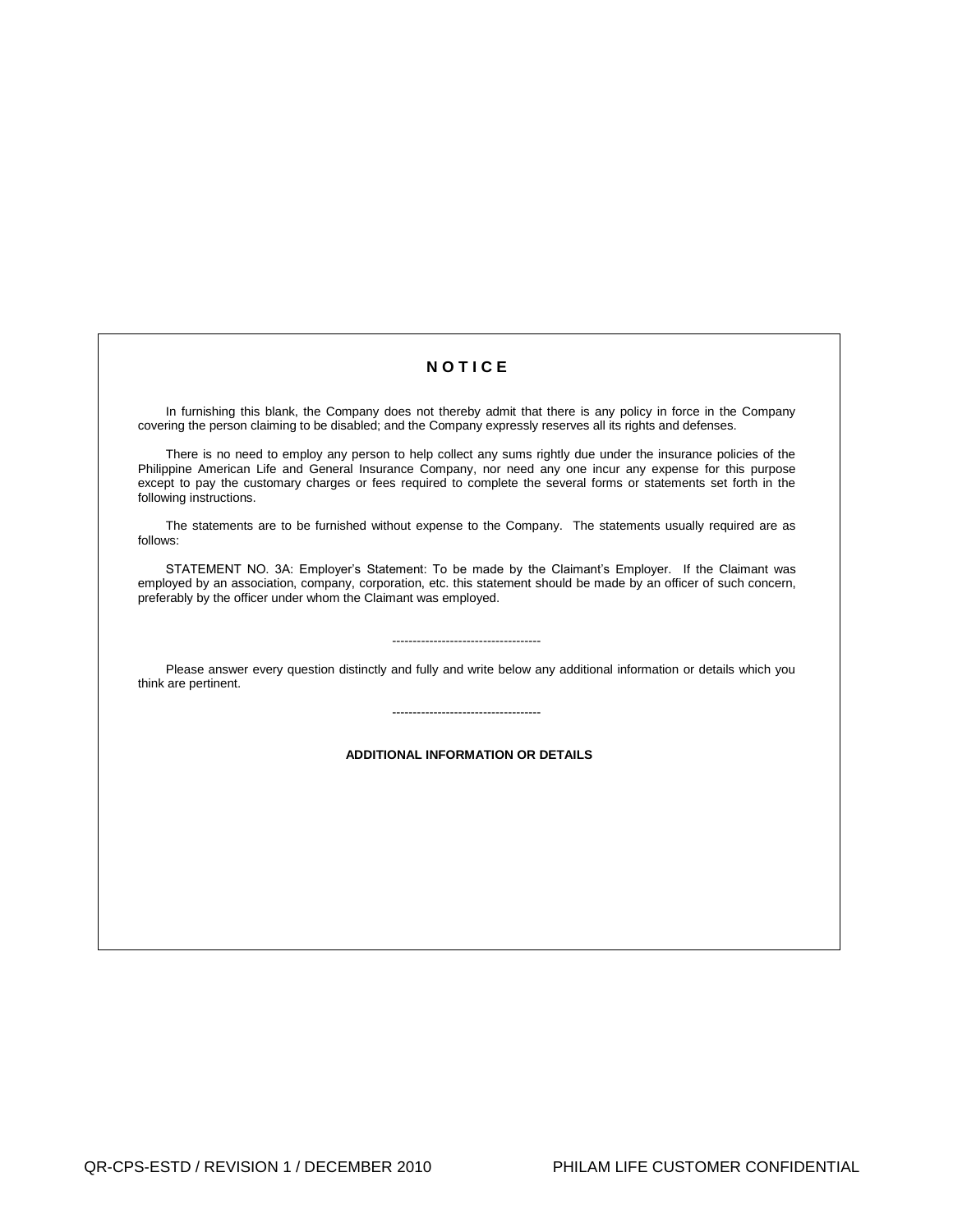## N O T I C E

In furnishing this blank, the Company does not thereby admit that there is any policy in force in the Company covering the person claiming to be disabled; and the Company expressly reserves all its rights and defenses.

There is no need to employ any person to help collect any sums rightly due under the insurance policies of the Philippine American Life and General Insurance Company, nor need any one incur any expense for this purpose except to pay the customary charges or fees required to complete the several forms or statements set forth in the following instructions.

The statements are to be furnished without expense to the Company. The statements usually required are as follows:

STATEMENT NO. 3A: Employer's Statement: To be made by the Claimant's Employer. If the Claimant was employed by an association, company, corporation, etc. this statement should be made by an officer of such concern, preferably by the officer under whom the Claimant was employed.

------------------------------------

Please answer every question distinctly and fully and write below any additional information or details which you think are pertinent.

------------------------------------

**ADDITIONAL INFORMATION OR DETAILS**

QR-CPS-ESTD / REVISION 1 / DECEMBER 2010 PHILAM LIFE CUSTOMER CONFIDENTIAL